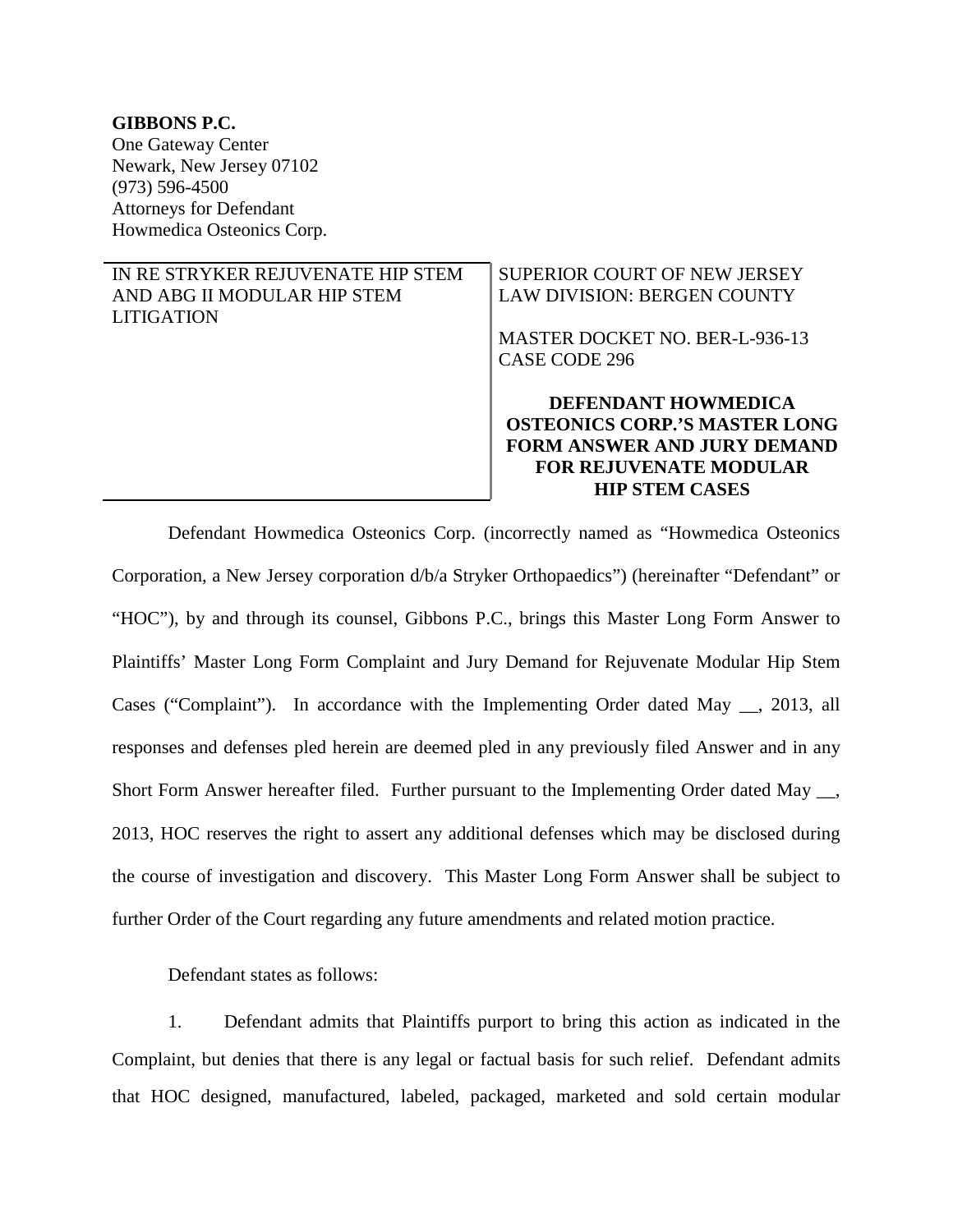**GIBBONS P.C.**
One Gateway Center
Newark, New Jersey 07102
(973) 596-4500
Attorneys for Defendant
Howmedica Osteonics Corp.

| IN RE STRYKER REJUVENATE HIP STEM AND ABG II MODULAR HIP STEM LITIGATION | SUPERIOR COURT OF NEW JERSEY LAW DIVISION: BERGEN COUNTY<br><br>MASTER DOCKET NO. BER-L-936-13<br>CASE CODE 296<br><br>**DEFENDANT HOWMEDICA OSTEONICS CORP.'S MASTER LONG FORM ANSWER AND JURY DEMAND FOR REJUVENATE MODULAR HIP STEM CASES** |
|---|---|

Defendant Howmedica Osteonics Corp. (incorrectly named as "Howmedica Osteonics Corporation, a New Jersey corporation d/b/a Stryker Orthopaedics") (hereinafter "Defendant" or "HOC"), by and through its counsel, Gibbons P.C., brings this Master Long Form Answer to Plaintiffs' Master Long Form Complaint and Jury Demand for Rejuvenate Modular Hip Stem Cases ("Complaint"). In accordance with the Implementing Order dated May __, 2013, all responses and defenses pled herein are deemed pled in any previously filed Answer and in any Short Form Answer hereafter filed. Further pursuant to the Implementing Order dated May __, 2013, HOC reserves the right to assert any additional defenses which may be disclosed during the course of investigation and discovery. This Master Long Form Answer shall be subject to further Order of the Court regarding any future amendments and related motion practice.

Defendant states as follows:

1. Defendant admits that Plaintiffs purport to bring this action as indicated in the Complaint, but denies that there is any legal or factual basis for such relief. Defendant admits that HOC designed, manufactured, labeled, packaged, marketed and sold certain modular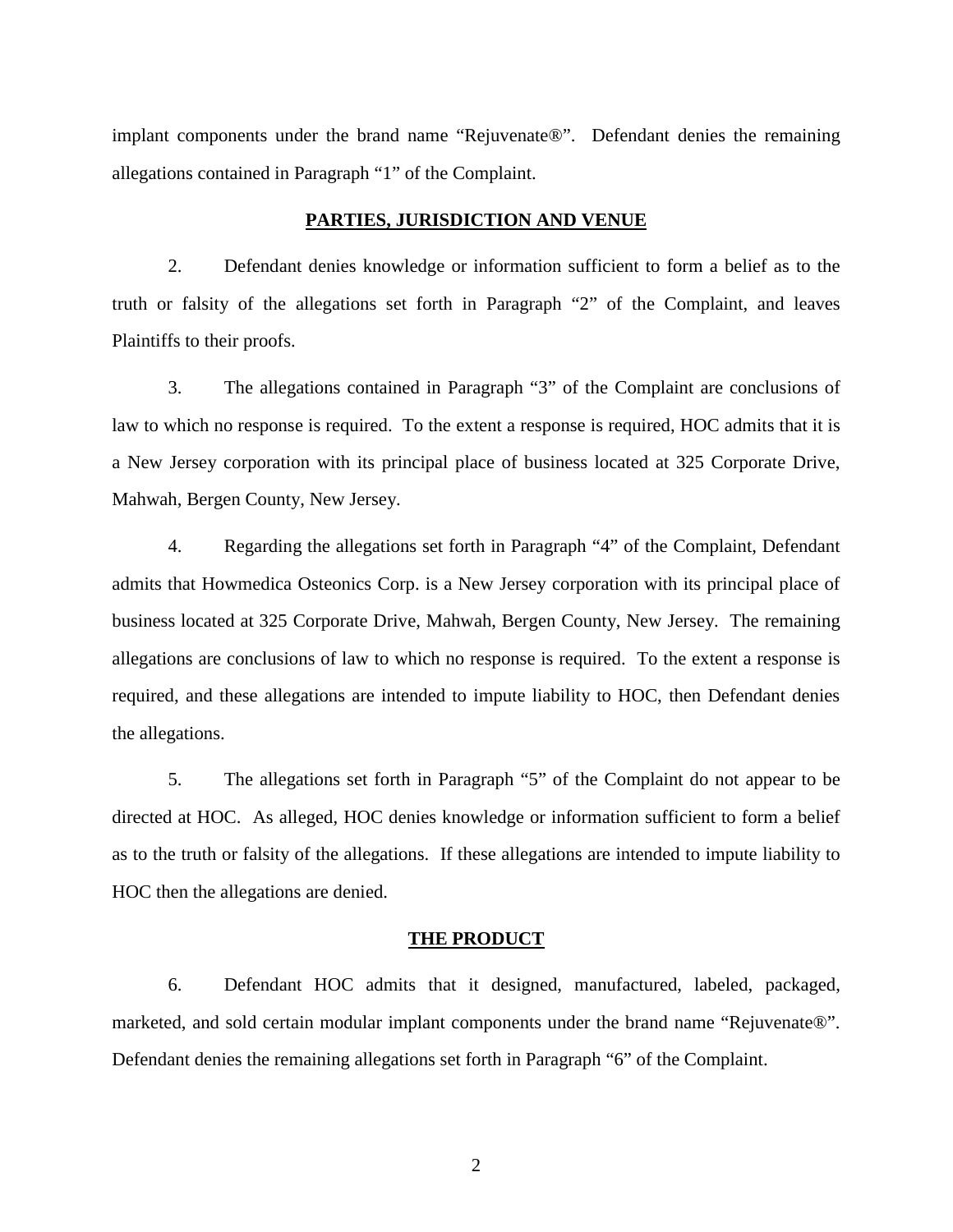implant components under the brand name "Rejuvenate®". Defendant denies the remaining allegations contained in Paragraph "1" of the Complaint.

## PARTIES, JURISDICTION AND VENUE

2. Defendant denies knowledge or information sufficient to form a belief as to the truth or falsity of the allegations set forth in Paragraph "2" of the Complaint, and leaves Plaintiffs to their proofs.

3. The allegations contained in Paragraph "3" of the Complaint are conclusions of law to which no response is required. To the extent a response is required, HOC admits that it is a New Jersey corporation with its principal place of business located at 325 Corporate Drive, Mahwah, Bergen County, New Jersey.

4. Regarding the allegations set forth in Paragraph "4" of the Complaint, Defendant admits that Howmedica Osteonics Corp. is a New Jersey corporation with its principal place of business located at 325 Corporate Drive, Mahwah, Bergen County, New Jersey. The remaining allegations are conclusions of law to which no response is required. To the extent a response is required, and these allegations are intended to impute liability to HOC, then Defendant denies the allegations.

5. The allegations set forth in Paragraph "5" of the Complaint do not appear to be directed at HOC. As alleged, HOC denies knowledge or information sufficient to form a belief as to the truth or falsity of the allegations. If these allegations are intended to impute liability to HOC then the allegations are denied.

## THE PRODUCT

6. Defendant HOC admits that it designed, manufactured, labeled, packaged, marketed, and sold certain modular implant components under the brand name "Rejuvenate®". Defendant denies the remaining allegations set forth in Paragraph "6" of the Complaint.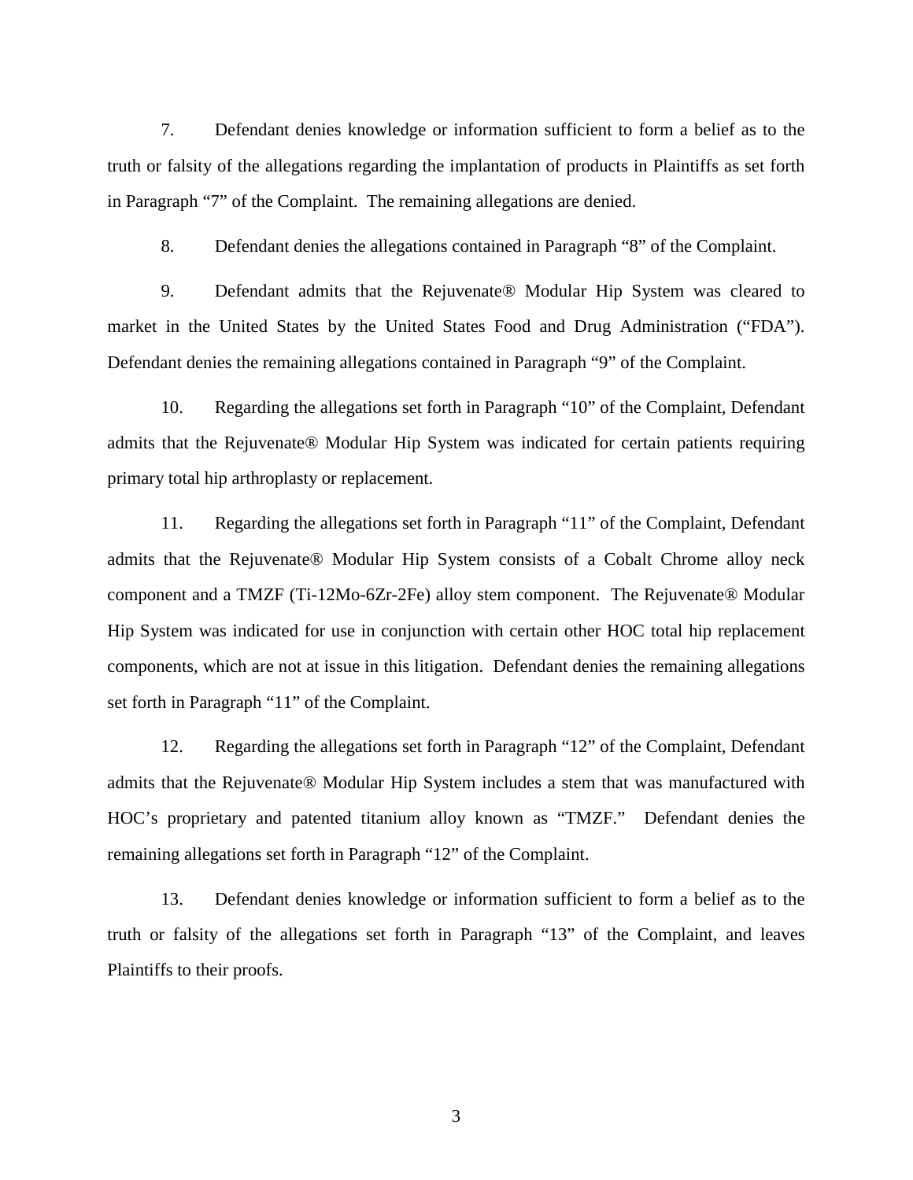7. Defendant denies knowledge or information sufficient to form a belief as to the truth or falsity of the allegations regarding the implantation of products in Plaintiffs as set forth in Paragraph "7" of the Complaint. The remaining allegations are denied.

8. Defendant denies the allegations contained in Paragraph "8" of the Complaint.

9. Defendant admits that the Rejuvenate® Modular Hip System was cleared to market in the United States by the United States Food and Drug Administration ("FDA"). Defendant denies the remaining allegations contained in Paragraph "9" of the Complaint.

10. Regarding the allegations set forth in Paragraph "10" of the Complaint, Defendant admits that the Rejuvenate® Modular Hip System was indicated for certain patients requiring primary total hip arthroplasty or replacement.

11. Regarding the allegations set forth in Paragraph "11" of the Complaint, Defendant admits that the Rejuvenate® Modular Hip System consists of a Cobalt Chrome alloy neck component and a TMZF (Ti-12Mo-6Zr-2Fe) alloy stem component. The Rejuvenate® Modular Hip System was indicated for use in conjunction with certain other HOC total hip replacement components, which are not at issue in this litigation. Defendant denies the remaining allegations set forth in Paragraph "11" of the Complaint.

12. Regarding the allegations set forth in Paragraph "12" of the Complaint, Defendant admits that the Rejuvenate® Modular Hip System includes a stem that was manufactured with HOC's proprietary and patented titanium alloy known as "TMZF." Defendant denies the remaining allegations set forth in Paragraph "12" of the Complaint.

13. Defendant denies knowledge or information sufficient to form a belief as to the truth or falsity of the allegations set forth in Paragraph "13" of the Complaint, and leaves Plaintiffs to their proofs.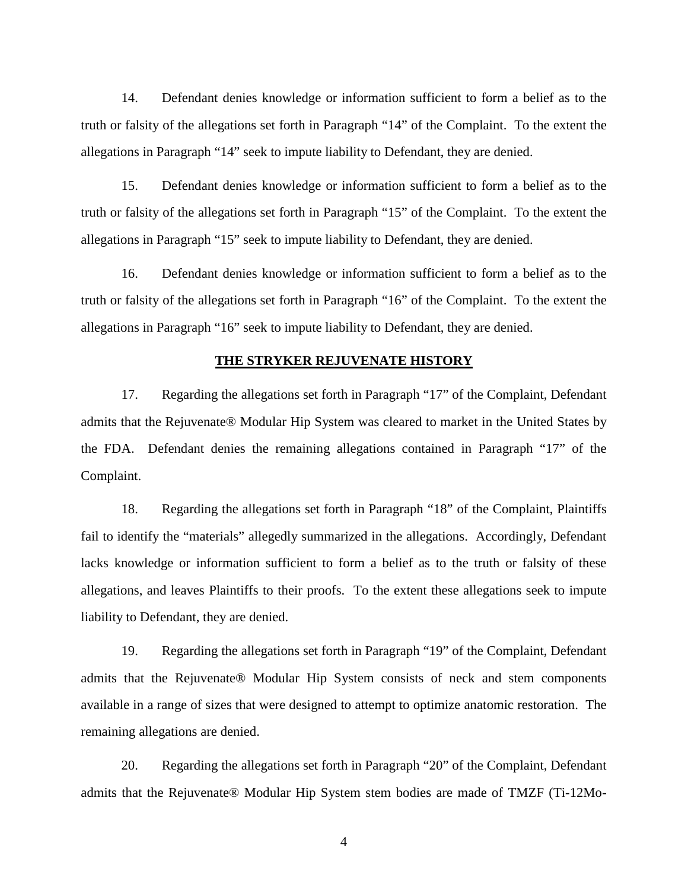14. Defendant denies knowledge or information sufficient to form a belief as to the truth or falsity of the allegations set forth in Paragraph "14" of the Complaint. To the extent the allegations in Paragraph "14" seek to impute liability to Defendant, they are denied.

15. Defendant denies knowledge or information sufficient to form a belief as to the truth or falsity of the allegations set forth in Paragraph "15" of the Complaint. To the extent the allegations in Paragraph "15" seek to impute liability to Defendant, they are denied.

16. Defendant denies knowledge or information sufficient to form a belief as to the truth or falsity of the allegations set forth in Paragraph "16" of the Complaint. To the extent the allegations in Paragraph "16" seek to impute liability to Defendant, they are denied.

## THE STRYKER REJUVENATE HISTORY

17. Regarding the allegations set forth in Paragraph "17" of the Complaint, Defendant admits that the Rejuvenate® Modular Hip System was cleared to market in the United States by the FDA. Defendant denies the remaining allegations contained in Paragraph "17" of the Complaint.

18. Regarding the allegations set forth in Paragraph "18" of the Complaint, Plaintiffs fail to identify the "materials" allegedly summarized in the allegations. Accordingly, Defendant lacks knowledge or information sufficient to form a belief as to the truth or falsity of these allegations, and leaves Plaintiffs to their proofs. To the extent these allegations seek to impute liability to Defendant, they are denied.

19. Regarding the allegations set forth in Paragraph "19" of the Complaint, Defendant admits that the Rejuvenate® Modular Hip System consists of neck and stem components available in a range of sizes that were designed to attempt to optimize anatomic restoration. The remaining allegations are denied.

20. Regarding the allegations set forth in Paragraph "20" of the Complaint, Defendant admits that the Rejuvenate® Modular Hip System stem bodies are made of TMZF (Ti-12Mo-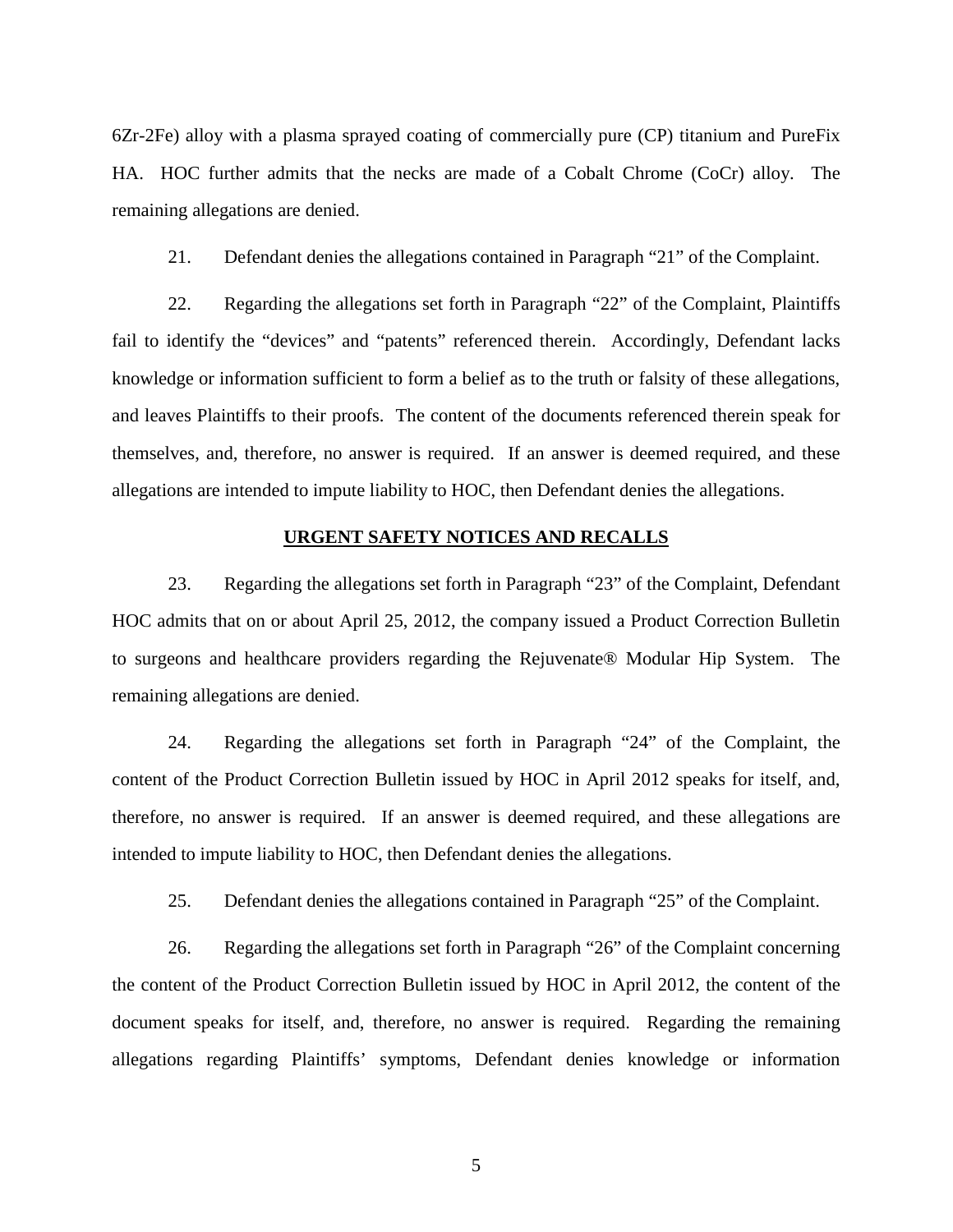6Zr-2Fe) alloy with a plasma sprayed coating of commercially pure (CP) titanium and PureFix HA. HOC further admits that the necks are made of a Cobalt Chrome (CoCr) alloy. The remaining allegations are denied.

21. Defendant denies the allegations contained in Paragraph "21" of the Complaint.

22. Regarding the allegations set forth in Paragraph "22" of the Complaint, Plaintiffs fail to identify the "devices" and "patents" referenced therein. Accordingly, Defendant lacks knowledge or information sufficient to form a belief as to the truth or falsity of these allegations, and leaves Plaintiffs to their proofs. The content of the documents referenced therein speak for themselves, and, therefore, no answer is required. If an answer is deemed required, and these allegations are intended to impute liability to HOC, then Defendant denies the allegations.

**URGENT SAFETY NOTICES AND RECALLS**

23. Regarding the allegations set forth in Paragraph "23" of the Complaint, Defendant HOC admits that on or about April 25, 2012, the company issued a Product Correction Bulletin to surgeons and healthcare providers regarding the Rejuvenate® Modular Hip System. The remaining allegations are denied.

24. Regarding the allegations set forth in Paragraph "24" of the Complaint, the content of the Product Correction Bulletin issued by HOC in April 2012 speaks for itself, and, therefore, no answer is required. If an answer is deemed required, and these allegations are intended to impute liability to HOC, then Defendant denies the allegations.

25. Defendant denies the allegations contained in Paragraph "25" of the Complaint.

26. Regarding the allegations set forth in Paragraph "26" of the Complaint concerning the content of the Product Correction Bulletin issued by HOC in April 2012, the content of the document speaks for itself, and, therefore, no answer is required. Regarding the remaining allegations regarding Plaintiffs' symptoms, Defendant denies knowledge or information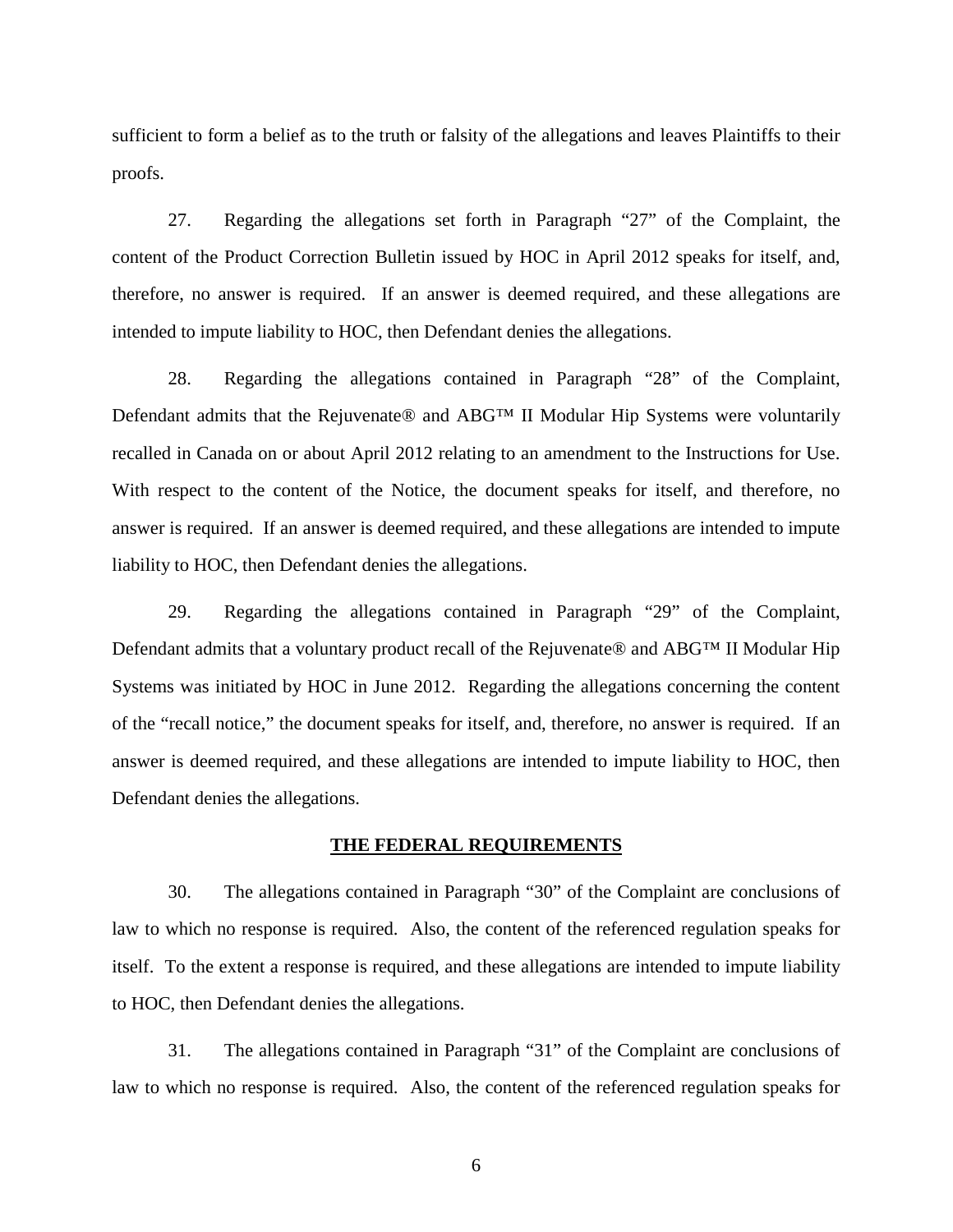sufficient to form a belief as to the truth or falsity of the allegations and leaves Plaintiffs to their proofs.

27. Regarding the allegations set forth in Paragraph "27" of the Complaint, the content of the Product Correction Bulletin issued by HOC in April 2012 speaks for itself, and, therefore, no answer is required. If an answer is deemed required, and these allegations are intended to impute liability to HOC, then Defendant denies the allegations.

28. Regarding the allegations contained in Paragraph "28" of the Complaint, Defendant admits that the Rejuvenate® and ABG™ II Modular Hip Systems were voluntarily recalled in Canada on or about April 2012 relating to an amendment to the Instructions for Use. With respect to the content of the Notice, the document speaks for itself, and therefore, no answer is required. If an answer is deemed required, and these allegations are intended to impute liability to HOC, then Defendant denies the allegations.

29. Regarding the allegations contained in Paragraph "29" of the Complaint, Defendant admits that a voluntary product recall of the Rejuvenate® and ABG™ II Modular Hip Systems was initiated by HOC in June 2012. Regarding the allegations concerning the content of the "recall notice," the document speaks for itself, and, therefore, no answer is required. If an answer is deemed required, and these allegations are intended to impute liability to HOC, then Defendant denies the allegations.

## THE FEDERAL REQUIREMENTS

30. The allegations contained in Paragraph "30" of the Complaint are conclusions of law to which no response is required. Also, the content of the referenced regulation speaks for itself. To the extent a response is required, and these allegations are intended to impute liability to HOC, then Defendant denies the allegations.

31. The allegations contained in Paragraph "31" of the Complaint are conclusions of law to which no response is required. Also, the content of the referenced regulation speaks for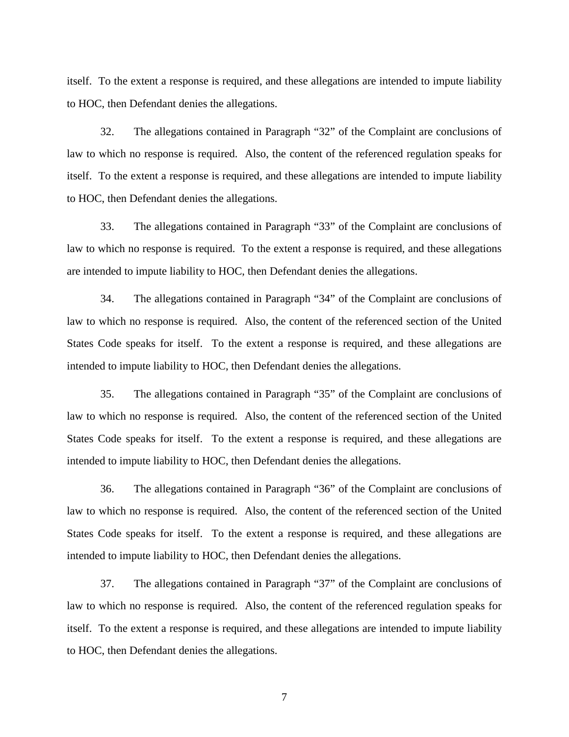itself. To the extent a response is required, and these allegations are intended to impute liability to HOC, then Defendant denies the allegations.

32. The allegations contained in Paragraph "32" of the Complaint are conclusions of law to which no response is required. Also, the content of the referenced regulation speaks for itself. To the extent a response is required, and these allegations are intended to impute liability to HOC, then Defendant denies the allegations.

33. The allegations contained in Paragraph "33" of the Complaint are conclusions of law to which no response is required. To the extent a response is required, and these allegations are intended to impute liability to HOC, then Defendant denies the allegations.

34. The allegations contained in Paragraph "34" of the Complaint are conclusions of law to which no response is required. Also, the content of the referenced section of the United States Code speaks for itself. To the extent a response is required, and these allegations are intended to impute liability to HOC, then Defendant denies the allegations.

35. The allegations contained in Paragraph "35" of the Complaint are conclusions of law to which no response is required. Also, the content of the referenced section of the United States Code speaks for itself. To the extent a response is required, and these allegations are intended to impute liability to HOC, then Defendant denies the allegations.

36. The allegations contained in Paragraph "36" of the Complaint are conclusions of law to which no response is required. Also, the content of the referenced section of the United States Code speaks for itself. To the extent a response is required, and these allegations are intended to impute liability to HOC, then Defendant denies the allegations.

37. The allegations contained in Paragraph "37" of the Complaint are conclusions of law to which no response is required. Also, the content of the referenced regulation speaks for itself. To the extent a response is required, and these allegations are intended to impute liability to HOC, then Defendant denies the allegations.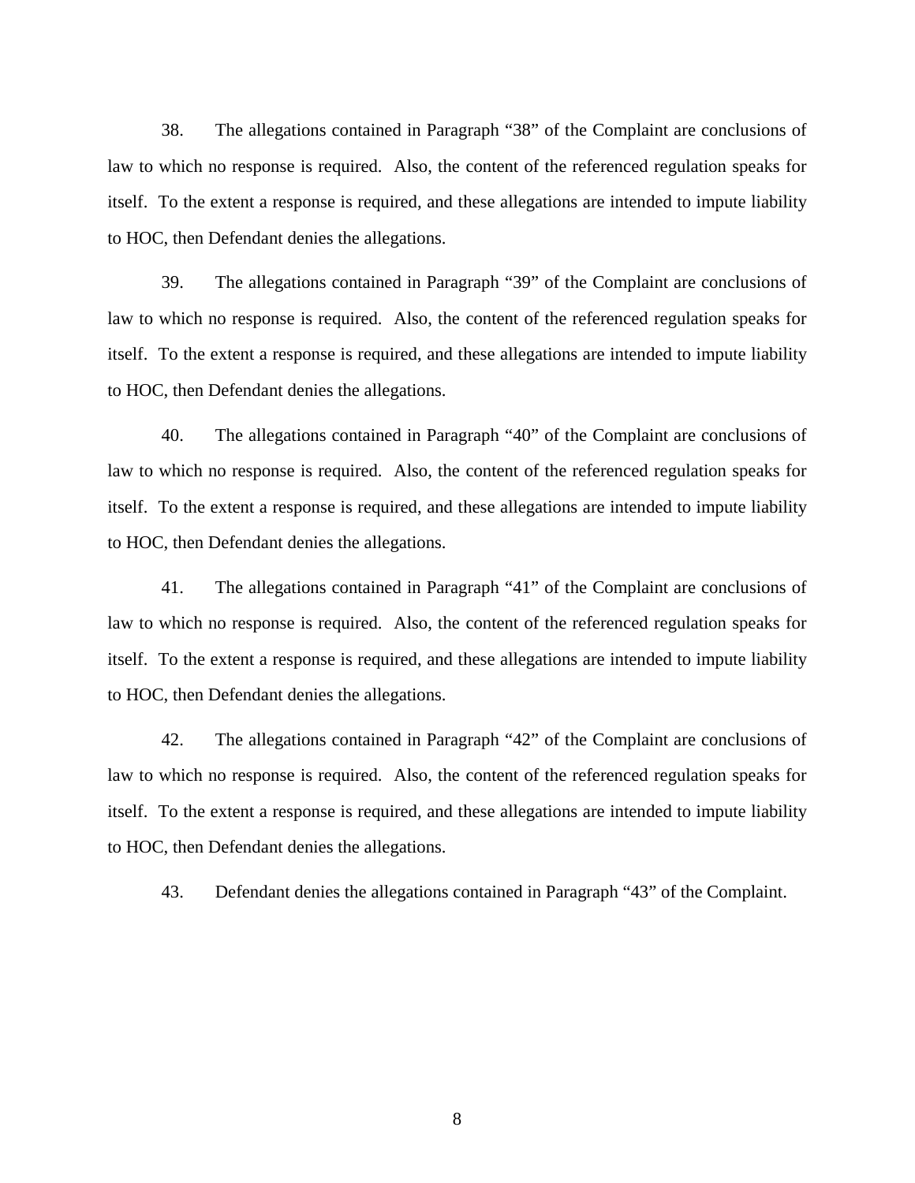38. The allegations contained in Paragraph "38" of the Complaint are conclusions of law to which no response is required. Also, the content of the referenced regulation speaks for itself. To the extent a response is required, and these allegations are intended to impute liability to HOC, then Defendant denies the allegations.

39. The allegations contained in Paragraph "39" of the Complaint are conclusions of law to which no response is required. Also, the content of the referenced regulation speaks for itself. To the extent a response is required, and these allegations are intended to impute liability to HOC, then Defendant denies the allegations.

40. The allegations contained in Paragraph "40" of the Complaint are conclusions of law to which no response is required. Also, the content of the referenced regulation speaks for itself. To the extent a response is required, and these allegations are intended to impute liability to HOC, then Defendant denies the allegations.

41. The allegations contained in Paragraph "41" of the Complaint are conclusions of law to which no response is required. Also, the content of the referenced regulation speaks for itself. To the extent a response is required, and these allegations are intended to impute liability to HOC, then Defendant denies the allegations.

42. The allegations contained in Paragraph "42" of the Complaint are conclusions of law to which no response is required. Also, the content of the referenced regulation speaks for itself. To the extent a response is required, and these allegations are intended to impute liability to HOC, then Defendant denies the allegations.

43. Defendant denies the allegations contained in Paragraph "43" of the Complaint.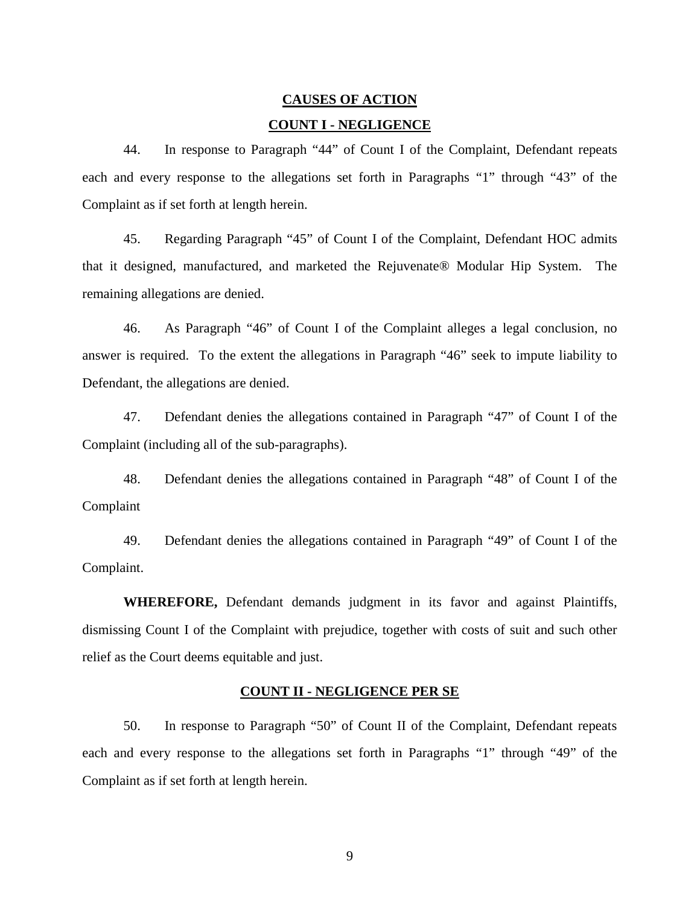## CAUSES OF ACTION

### COUNT I - NEGLIGENCE

44. In response to Paragraph "44" of Count I of the Complaint, Defendant repeats each and every response to the allegations set forth in Paragraphs "1" through "43" of the Complaint as if set forth at length herein.

45. Regarding Paragraph "45" of Count I of the Complaint, Defendant HOC admits that it designed, manufactured, and marketed the Rejuvenate® Modular Hip System. The remaining allegations are denied.

46. As Paragraph "46" of Count I of the Complaint alleges a legal conclusion, no answer is required. To the extent the allegations in Paragraph "46" seek to impute liability to Defendant, the allegations are denied.

47. Defendant denies the allegations contained in Paragraph "47" of Count I of the Complaint (including all of the sub-paragraphs).

48. Defendant denies the allegations contained in Paragraph "48" of Count I of the Complaint

49. Defendant denies the allegations contained in Paragraph "49" of Count I of the Complaint.

**WHEREFORE,** Defendant demands judgment in its favor and against Plaintiffs, dismissing Count I of the Complaint with prejudice, together with costs of suit and such other relief as the Court deems equitable and just.

### COUNT II - NEGLIGENCE PER SE

50. In response to Paragraph "50" of Count II of the Complaint, Defendant repeats each and every response to the allegations set forth in Paragraphs "1" through "49" of the Complaint as if set forth at length herein.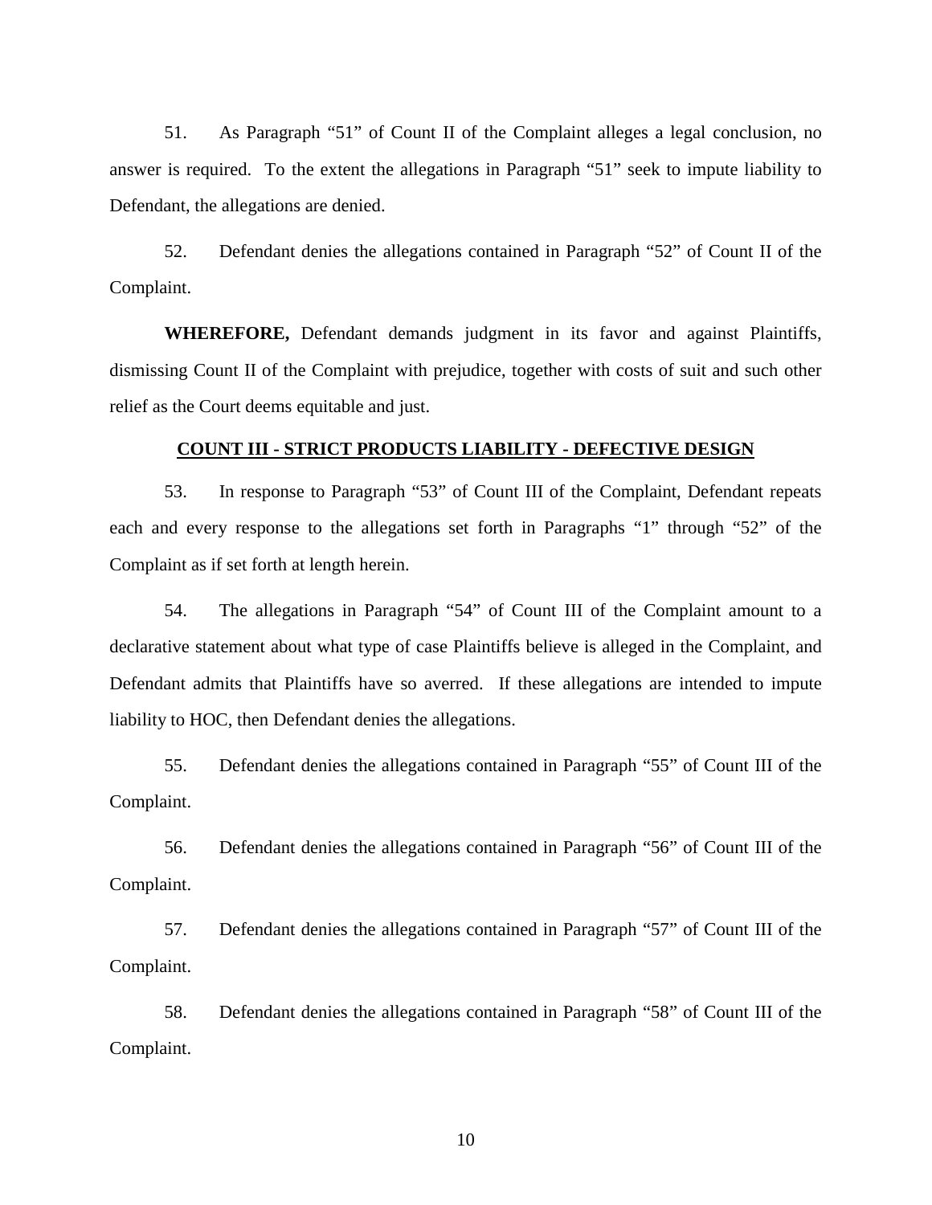51. As Paragraph "51" of Count II of the Complaint alleges a legal conclusion, no answer is required. To the extent the allegations in Paragraph "51" seek to impute liability to Defendant, the allegations are denied.

52. Defendant denies the allegations contained in Paragraph "52" of Count II of the Complaint.

**WHEREFORE,** Defendant demands judgment in its favor and against Plaintiffs, dismissing Count II of the Complaint with prejudice, together with costs of suit and such other relief as the Court deems equitable and just.

**COUNT III - STRICT PRODUCTS LIABILITY - DEFECTIVE DESIGN**

53. In response to Paragraph "53" of Count III of the Complaint, Defendant repeats each and every response to the allegations set forth in Paragraphs "1" through "52" of the Complaint as if set forth at length herein.

54. The allegations in Paragraph "54" of Count III of the Complaint amount to a declarative statement about what type of case Plaintiffs believe is alleged in the Complaint, and Defendant admits that Plaintiffs have so averred. If these allegations are intended to impute liability to HOC, then Defendant denies the allegations.

55. Defendant denies the allegations contained in Paragraph "55" of Count III of the Complaint.

56. Defendant denies the allegations contained in Paragraph "56" of Count III of the Complaint.

57. Defendant denies the allegations contained in Paragraph "57" of Count III of the Complaint.

58. Defendant denies the allegations contained in Paragraph "58" of Count III of the Complaint.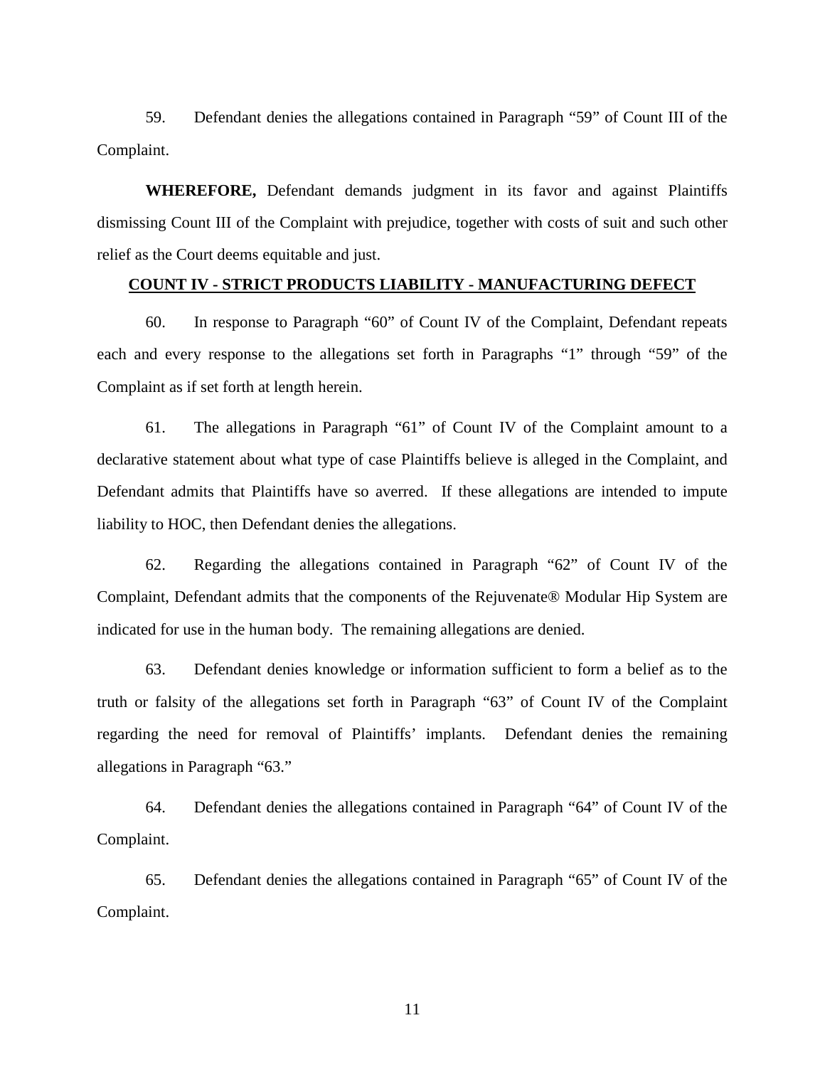59. Defendant denies the allegations contained in Paragraph "59" of Count III of the Complaint.

**WHEREFORE,** Defendant demands judgment in its favor and against Plaintiffs dismissing Count III of the Complaint with prejudice, together with costs of suit and such other relief as the Court deems equitable and just.

**COUNT IV - STRICT PRODUCTS LIABILITY - MANUFACTURING DEFECT**

60. In response to Paragraph "60" of Count IV of the Complaint, Defendant repeats each and every response to the allegations set forth in Paragraphs "1" through "59" of the Complaint as if set forth at length herein.

61. The allegations in Paragraph "61" of Count IV of the Complaint amount to a declarative statement about what type of case Plaintiffs believe is alleged in the Complaint, and Defendant admits that Plaintiffs have so averred. If these allegations are intended to impute liability to HOC, then Defendant denies the allegations.

62. Regarding the allegations contained in Paragraph "62" of Count IV of the Complaint, Defendant admits that the components of the Rejuvenate® Modular Hip System are indicated for use in the human body. The remaining allegations are denied.

63. Defendant denies knowledge or information sufficient to form a belief as to the truth or falsity of the allegations set forth in Paragraph "63" of Count IV of the Complaint regarding the need for removal of Plaintiffs' implants. Defendant denies the remaining allegations in Paragraph "63."

64. Defendant denies the allegations contained in Paragraph "64" of Count IV of the Complaint.

65. Defendant denies the allegations contained in Paragraph "65" of Count IV of the Complaint.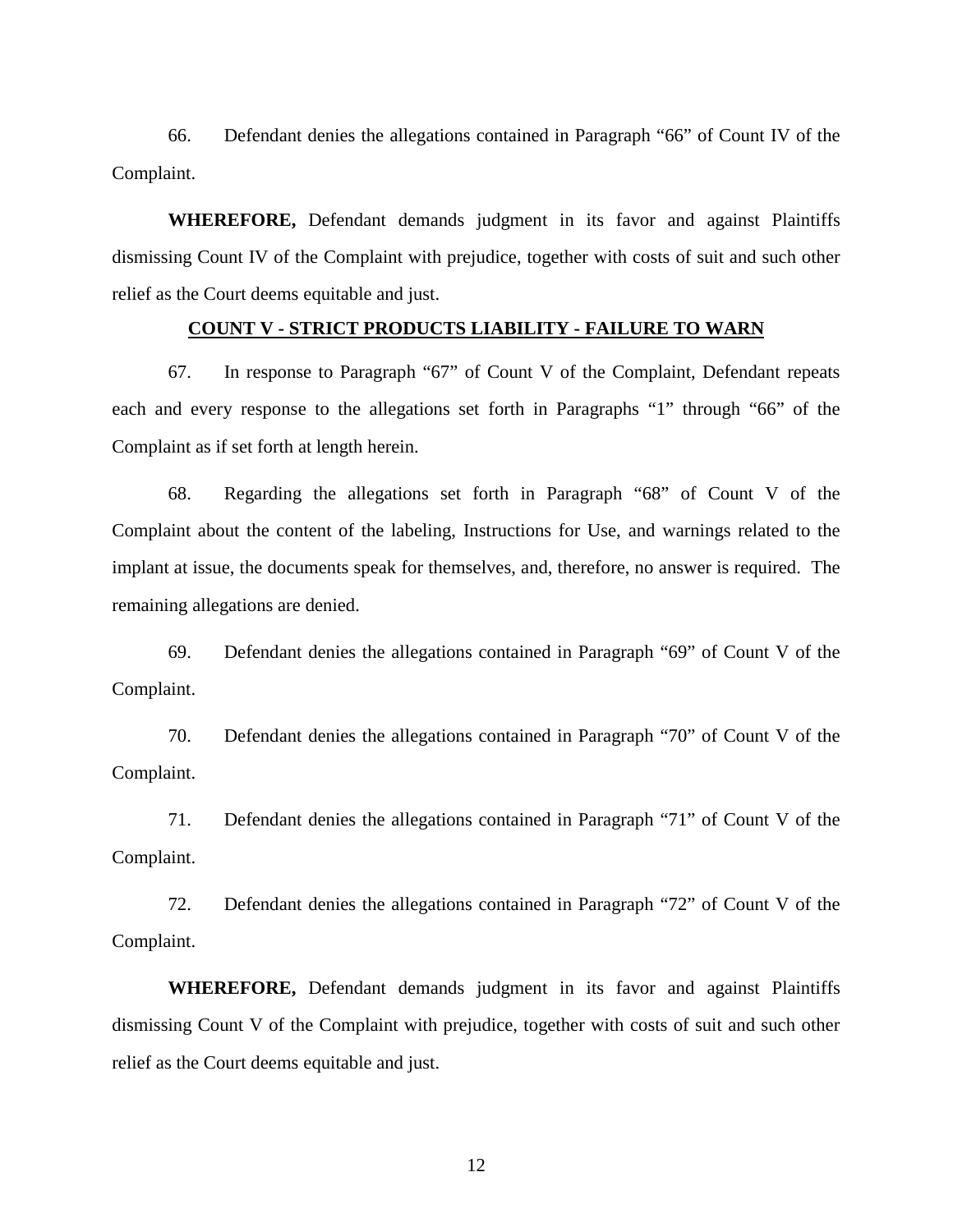66. Defendant denies the allegations contained in Paragraph "66" of Count IV of the Complaint.

**WHEREFORE,** Defendant demands judgment in its favor and against Plaintiffs dismissing Count IV of the Complaint with prejudice, together with costs of suit and such other relief as the Court deems equitable and just.

**COUNT V - STRICT PRODUCTS LIABILITY - FAILURE TO WARN**

67. In response to Paragraph "67" of Count V of the Complaint, Defendant repeats each and every response to the allegations set forth in Paragraphs "1" through "66" of the Complaint as if set forth at length herein.

68. Regarding the allegations set forth in Paragraph "68" of Count V of the Complaint about the content of the labeling, Instructions for Use, and warnings related to the implant at issue, the documents speak for themselves, and, therefore, no answer is required. The remaining allegations are denied.

69. Defendant denies the allegations contained in Paragraph "69" of Count V of the Complaint.

70. Defendant denies the allegations contained in Paragraph "70" of Count V of the Complaint.

71. Defendant denies the allegations contained in Paragraph "71" of Count V of the Complaint.

72. Defendant denies the allegations contained in Paragraph "72" of Count V of the Complaint.

**WHEREFORE,** Defendant demands judgment in its favor and against Plaintiffs dismissing Count V of the Complaint with prejudice, together with costs of suit and such other relief as the Court deems equitable and just.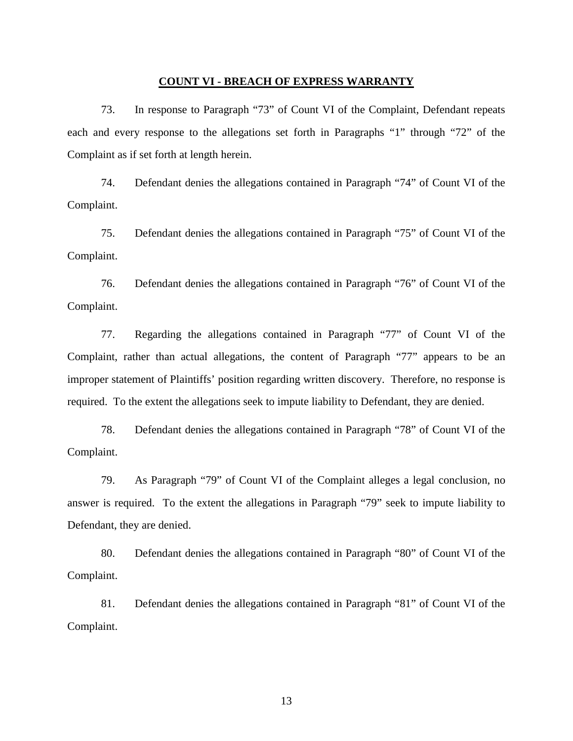## COUNT VI - BREACH OF EXPRESS WARRANTY

73. In response to Paragraph "73" of Count VI of the Complaint, Defendant repeats each and every response to the allegations set forth in Paragraphs "1" through "72" of the Complaint as if set forth at length herein.

74. Defendant denies the allegations contained in Paragraph "74" of Count VI of the Complaint.

75. Defendant denies the allegations contained in Paragraph "75" of Count VI of the Complaint.

76. Defendant denies the allegations contained in Paragraph "76" of Count VI of the Complaint.

77. Regarding the allegations contained in Paragraph "77" of Count VI of the Complaint, rather than actual allegations, the content of Paragraph "77" appears to be an improper statement of Plaintiffs' position regarding written discovery. Therefore, no response is required. To the extent the allegations seek to impute liability to Defendant, they are denied.

78. Defendant denies the allegations contained in Paragraph "78" of Count VI of the Complaint.

79. As Paragraph "79" of Count VI of the Complaint alleges a legal conclusion, no answer is required. To the extent the allegations in Paragraph "79" seek to impute liability to Defendant, they are denied.

80. Defendant denies the allegations contained in Paragraph "80" of Count VI of the Complaint.

81. Defendant denies the allegations contained in Paragraph "81" of Count VI of the Complaint.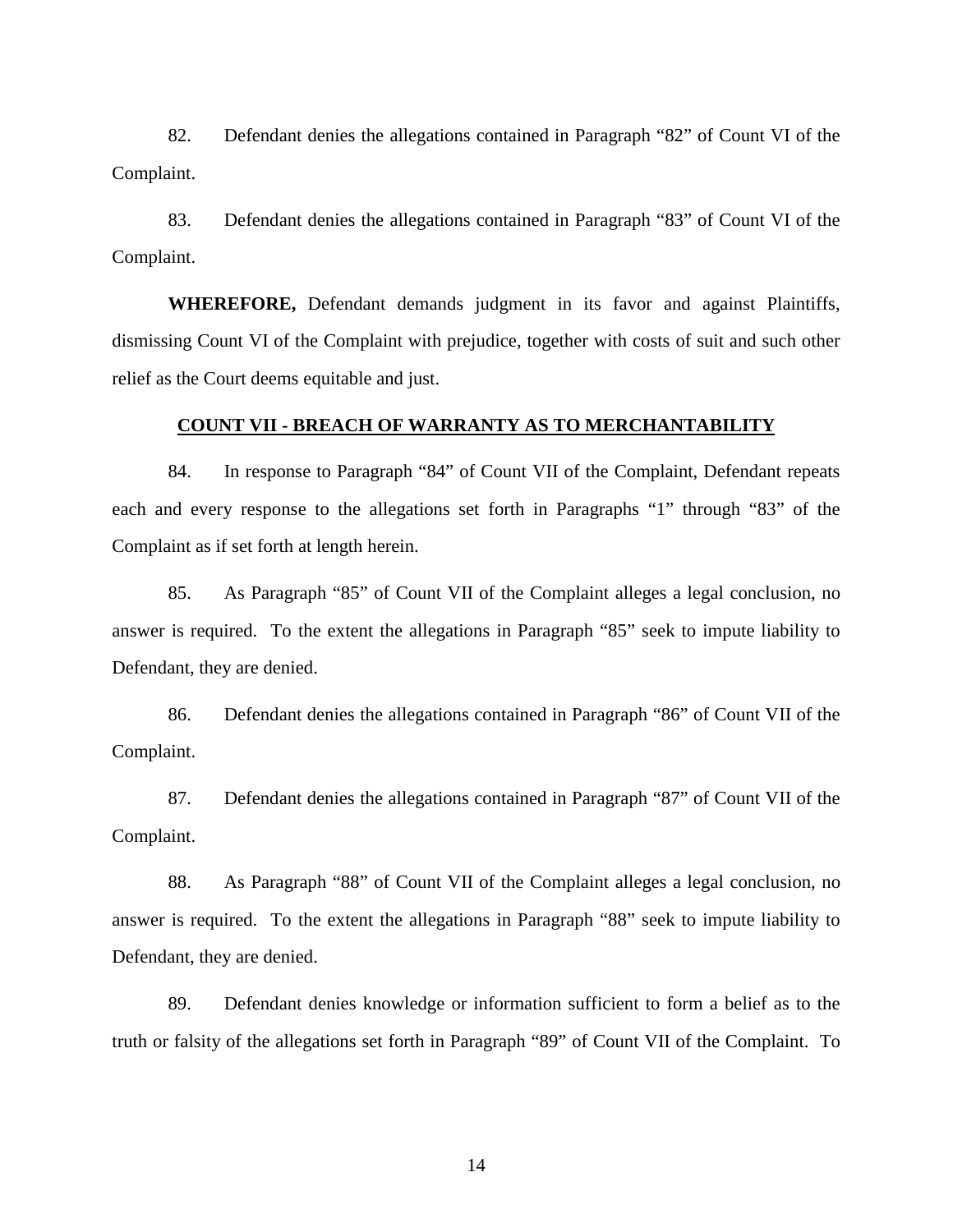82. Defendant denies the allegations contained in Paragraph "82" of Count VI of the Complaint.

83. Defendant denies the allegations contained in Paragraph "83" of Count VI of the Complaint.

**WHEREFORE,** Defendant demands judgment in its favor and against Plaintiffs, dismissing Count VI of the Complaint with prejudice, together with costs of suit and such other relief as the Court deems equitable and just.

## COUNT VII - BREACH OF WARRANTY AS TO MERCHANTABILITY

84. In response to Paragraph "84" of Count VII of the Complaint, Defendant repeats each and every response to the allegations set forth in Paragraphs "1" through "83" of the Complaint as if set forth at length herein.

85. As Paragraph "85" of Count VII of the Complaint alleges a legal conclusion, no answer is required. To the extent the allegations in Paragraph "85" seek to impute liability to Defendant, they are denied.

86. Defendant denies the allegations contained in Paragraph "86" of Count VII of the Complaint.

87. Defendant denies the allegations contained in Paragraph "87" of Count VII of the Complaint.

88. As Paragraph "88" of Count VII of the Complaint alleges a legal conclusion, no answer is required. To the extent the allegations in Paragraph "88" seek to impute liability to Defendant, they are denied.

89. Defendant denies knowledge or information sufficient to form a belief as to the truth or falsity of the allegations set forth in Paragraph "89" of Count VII of the Complaint. To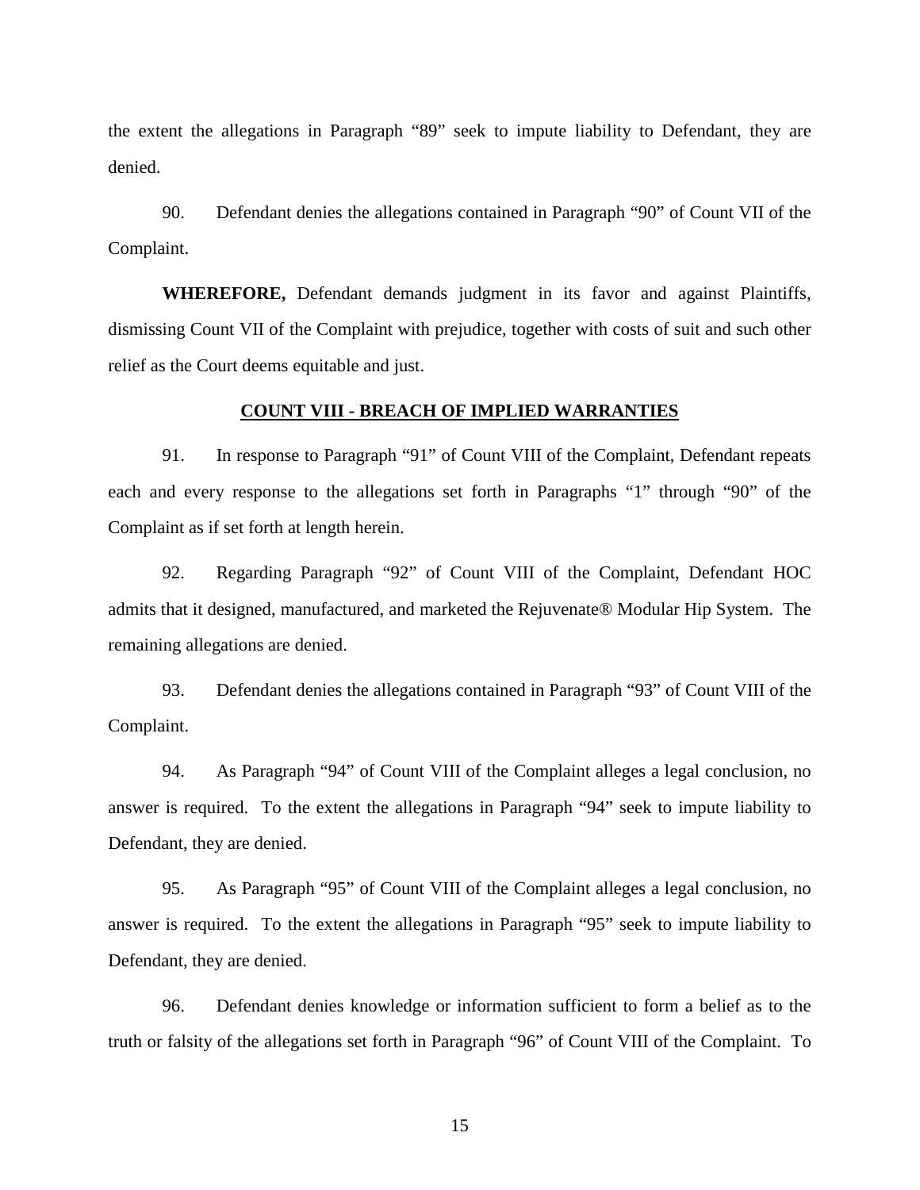the extent the allegations in Paragraph "89" seek to impute liability to Defendant, they are denied.

90. Defendant denies the allegations contained in Paragraph "90" of Count VII of the Complaint.

**WHEREFORE,** Defendant demands judgment in its favor and against Plaintiffs, dismissing Count VII of the Complaint with prejudice, together with costs of suit and such other relief as the Court deems equitable and just.

## COUNT VIII - BREACH OF IMPLIED WARRANTIES

91. In response to Paragraph "91" of Count VIII of the Complaint, Defendant repeats each and every response to the allegations set forth in Paragraphs "1" through "90" of the Complaint as if set forth at length herein.

92. Regarding Paragraph "92" of Count VIII of the Complaint, Defendant HOC admits that it designed, manufactured, and marketed the Rejuvenate® Modular Hip System. The remaining allegations are denied.

93. Defendant denies the allegations contained in Paragraph "93" of Count VIII of the Complaint.

94. As Paragraph "94" of Count VIII of the Complaint alleges a legal conclusion, no answer is required. To the extent the allegations in Paragraph "94" seek to impute liability to Defendant, they are denied.

95. As Paragraph "95" of Count VIII of the Complaint alleges a legal conclusion, no answer is required. To the extent the allegations in Paragraph "95" seek to impute liability to Defendant, they are denied.

96. Defendant denies knowledge or information sufficient to form a belief as to the truth or falsity of the allegations set forth in Paragraph "96" of Count VIII of the Complaint. To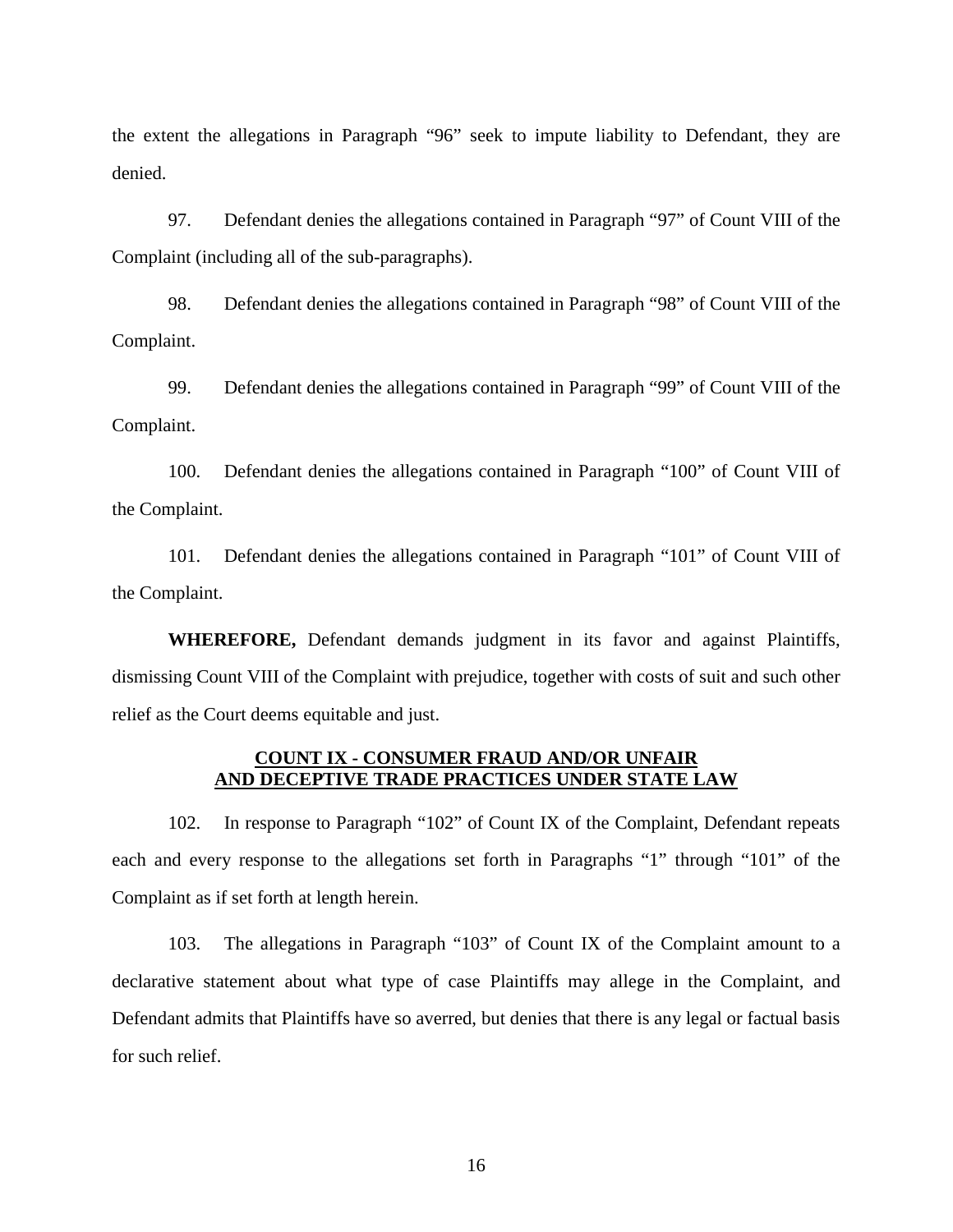the extent the allegations in Paragraph "96" seek to impute liability to Defendant, they are denied.

97. Defendant denies the allegations contained in Paragraph "97" of Count VIII of the Complaint (including all of the sub-paragraphs).

98. Defendant denies the allegations contained in Paragraph "98" of Count VIII of the Complaint.

99. Defendant denies the allegations contained in Paragraph "99" of Count VIII of the Complaint.

100. Defendant denies the allegations contained in Paragraph "100" of Count VIII of the Complaint.

101. Defendant denies the allegations contained in Paragraph "101" of Count VIII of the Complaint.

**WHEREFORE,** Defendant demands judgment in its favor and against Plaintiffs, dismissing Count VIII of the Complaint with prejudice, together with costs of suit and such other relief as the Court deems equitable and just.

## COUNT IX - CONSUMER FRAUD AND/OR UNFAIR AND DECEPTIVE TRADE PRACTICES UNDER STATE LAW

102. In response to Paragraph "102" of Count IX of the Complaint, Defendant repeats each and every response to the allegations set forth in Paragraphs "1" through "101" of the Complaint as if set forth at length herein.

103. The allegations in Paragraph "103" of Count IX of the Complaint amount to a declarative statement about what type of case Plaintiffs may allege in the Complaint, and Defendant admits that Plaintiffs have so averred, but denies that there is any legal or factual basis for such relief.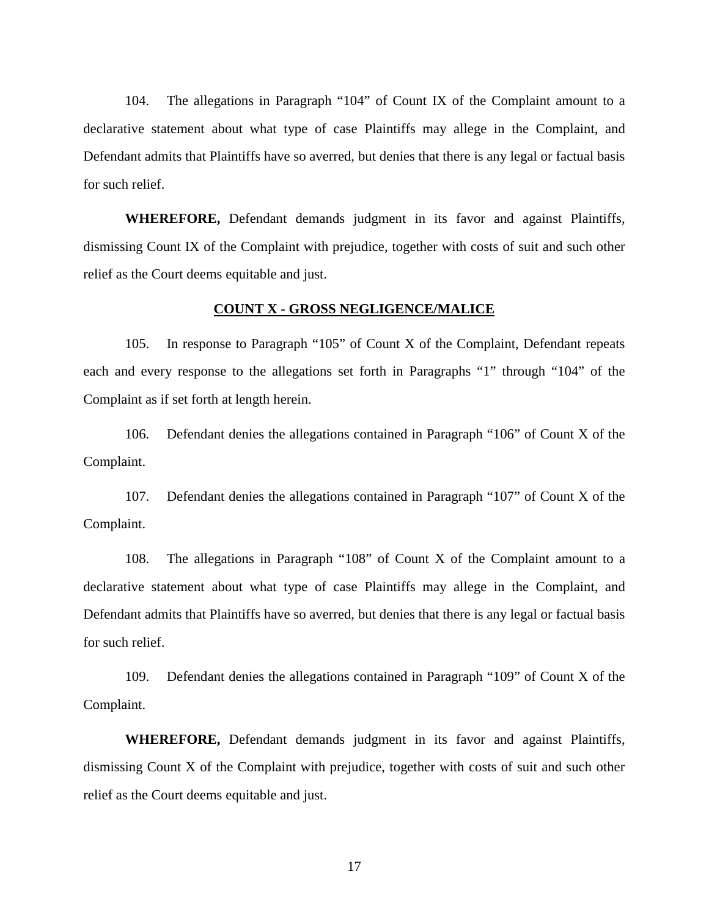104. The allegations in Paragraph "104" of Count IX of the Complaint amount to a declarative statement about what type of case Plaintiffs may allege in the Complaint, and Defendant admits that Plaintiffs have so averred, but denies that there is any legal or factual basis for such relief.

**WHEREFORE,** Defendant demands judgment in its favor and against Plaintiffs, dismissing Count IX of the Complaint with prejudice, together with costs of suit and such other relief as the Court deems equitable and just.

## COUNT X - GROSS NEGLIGENCE/MALICE

105. In response to Paragraph "105" of Count X of the Complaint, Defendant repeats each and every response to the allegations set forth in Paragraphs "1" through "104" of the Complaint as if set forth at length herein.

106. Defendant denies the allegations contained in Paragraph "106" of Count X of the Complaint.

107. Defendant denies the allegations contained in Paragraph "107" of Count X of the Complaint.

108. The allegations in Paragraph "108" of Count X of the Complaint amount to a declarative statement about what type of case Plaintiffs may allege in the Complaint, and Defendant admits that Plaintiffs have so averred, but denies that there is any legal or factual basis for such relief.

109. Defendant denies the allegations contained in Paragraph "109" of Count X of the Complaint.

**WHEREFORE,** Defendant demands judgment in its favor and against Plaintiffs, dismissing Count X of the Complaint with prejudice, together with costs of suit and such other relief as the Court deems equitable and just.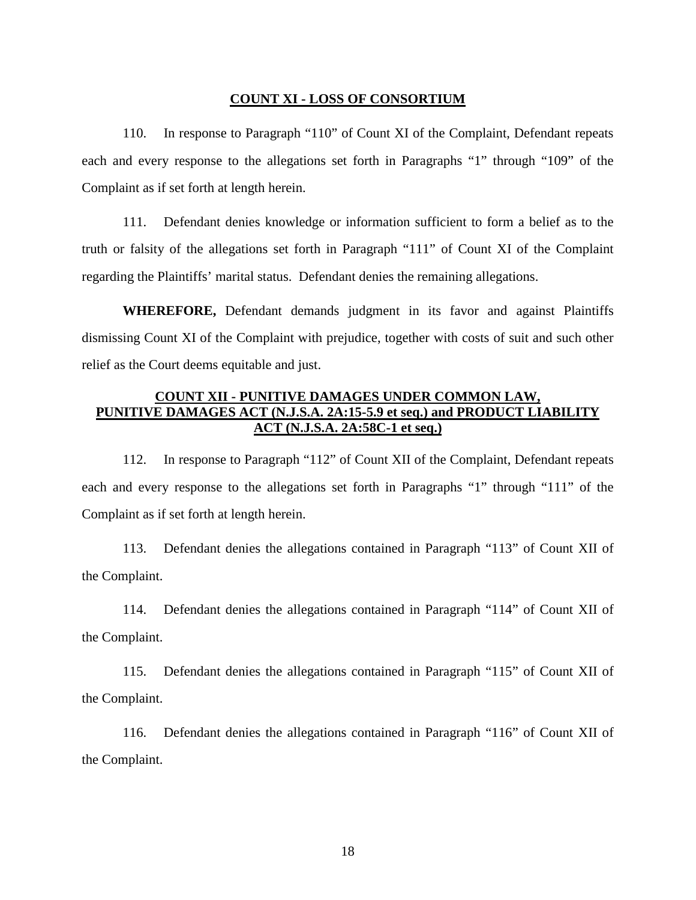**COUNT XI - LOSS OF CONSORTIUM**

110. In response to Paragraph "110" of Count XI of the Complaint, Defendant repeats each and every response to the allegations set forth in Paragraphs "1" through "109" of the Complaint as if set forth at length herein.

111. Defendant denies knowledge or information sufficient to form a belief as to the truth or falsity of the allegations set forth in Paragraph "111" of Count XI of the Complaint regarding the Plaintiffs' marital status. Defendant denies the remaining allegations.

**WHEREFORE,** Defendant demands judgment in its favor and against Plaintiffs dismissing Count XI of the Complaint with prejudice, together with costs of suit and such other relief as the Court deems equitable and just.

**COUNT XII - PUNITIVE DAMAGES UNDER COMMON LAW, PUNITIVE DAMAGES ACT (N.J.S.A. 2A:15-5.9 et seq.) and PRODUCT LIABILITY ACT (N.J.S.A. 2A:58C-1 et seq.)**

112. In response to Paragraph "112" of Count XII of the Complaint, Defendant repeats each and every response to the allegations set forth in Paragraphs "1" through "111" of the Complaint as if set forth at length herein.

113. Defendant denies the allegations contained in Paragraph "113" of Count XII of the Complaint.

114. Defendant denies the allegations contained in Paragraph "114" of Count XII of the Complaint.

115. Defendant denies the allegations contained in Paragraph "115" of Count XII of the Complaint.

116. Defendant denies the allegations contained in Paragraph "116" of Count XII of the Complaint.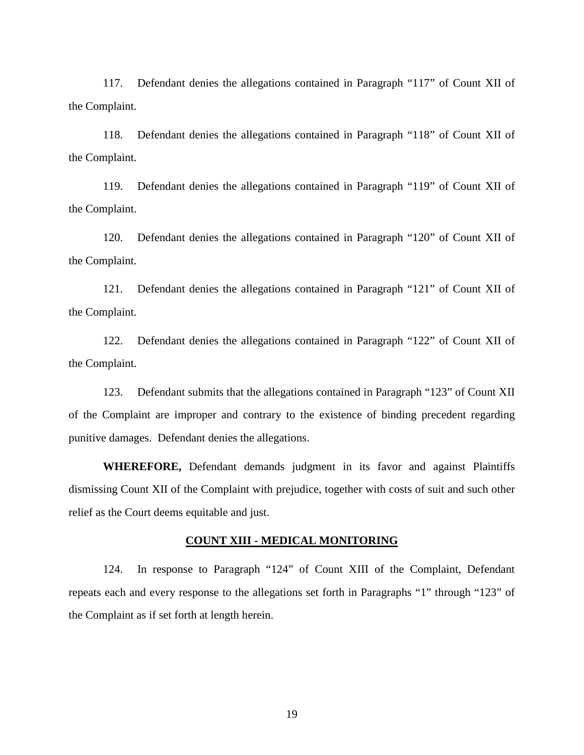117. Defendant denies the allegations contained in Paragraph "117" of Count XII of the Complaint.

118. Defendant denies the allegations contained in Paragraph "118" of Count XII of the Complaint.

119. Defendant denies the allegations contained in Paragraph "119" of Count XII of the Complaint.

120. Defendant denies the allegations contained in Paragraph "120" of Count XII of the Complaint.

121. Defendant denies the allegations contained in Paragraph "121" of Count XII of the Complaint.

122. Defendant denies the allegations contained in Paragraph "122" of Count XII of the Complaint.

123. Defendant submits that the allegations contained in Paragraph "123" of Count XII of the Complaint are improper and contrary to the existence of binding precedent regarding punitive damages. Defendant denies the allegations.

**WHEREFORE,** Defendant demands judgment in its favor and against Plaintiffs dismissing Count XII of the Complaint with prejudice, together with costs of suit and such other relief as the Court deems equitable and just.

## COUNT XIII - MEDICAL MONITORING

124. In response to Paragraph "124" of Count XIII of the Complaint, Defendant repeats each and every response to the allegations set forth in Paragraphs "1" through "123" of the Complaint as if set forth at length herein.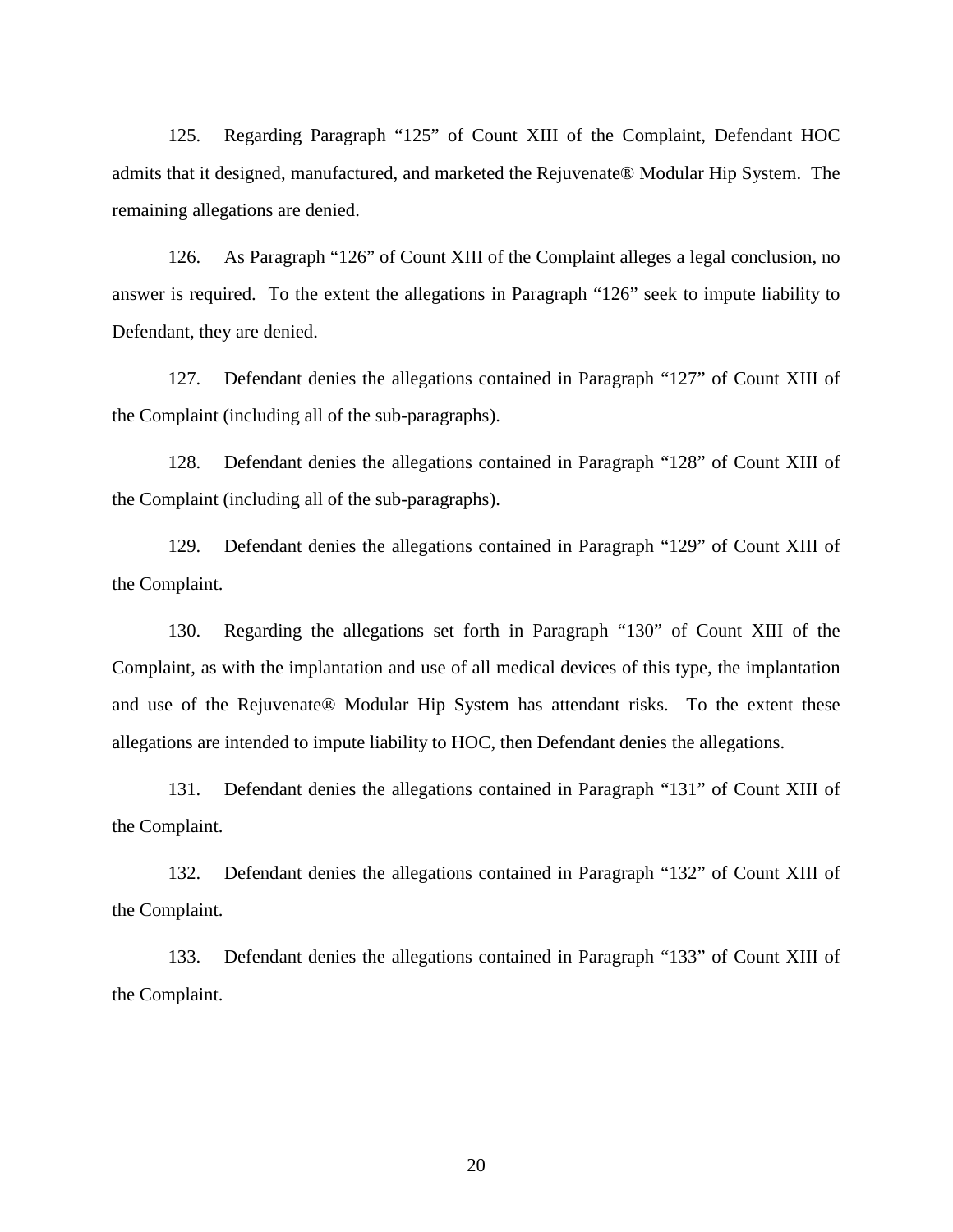125. Regarding Paragraph "125" of Count XIII of the Complaint, Defendant HOC admits that it designed, manufactured, and marketed the Rejuvenate® Modular Hip System. The remaining allegations are denied.

126. As Paragraph "126" of Count XIII of the Complaint alleges a legal conclusion, no answer is required. To the extent the allegations in Paragraph "126" seek to impute liability to Defendant, they are denied.

127. Defendant denies the allegations contained in Paragraph "127" of Count XIII of the Complaint (including all of the sub-paragraphs).

128. Defendant denies the allegations contained in Paragraph "128" of Count XIII of the Complaint (including all of the sub-paragraphs).

129. Defendant denies the allegations contained in Paragraph "129" of Count XIII of the Complaint.

130. Regarding the allegations set forth in Paragraph "130" of Count XIII of the Complaint, as with the implantation and use of all medical devices of this type, the implantation and use of the Rejuvenate® Modular Hip System has attendant risks. To the extent these allegations are intended to impute liability to HOC, then Defendant denies the allegations.

131. Defendant denies the allegations contained in Paragraph "131" of Count XIII of the Complaint.

132. Defendant denies the allegations contained in Paragraph "132" of Count XIII of the Complaint.

133. Defendant denies the allegations contained in Paragraph "133" of Count XIII of the Complaint.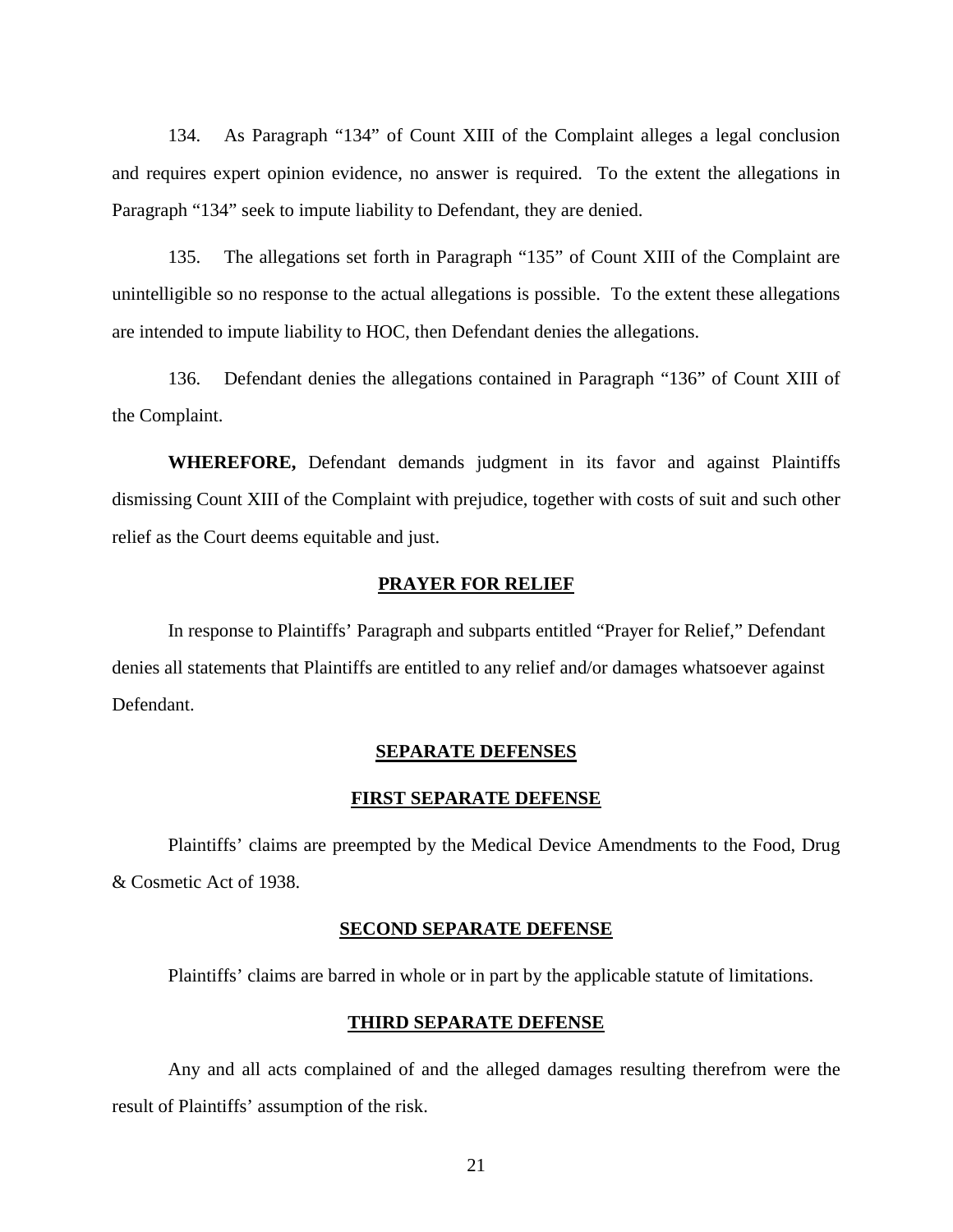134. As Paragraph "134" of Count XIII of the Complaint alleges a legal conclusion and requires expert opinion evidence, no answer is required. To the extent the allegations in Paragraph "134" seek to impute liability to Defendant, they are denied.

135. The allegations set forth in Paragraph "135" of Count XIII of the Complaint are unintelligible so no response to the actual allegations is possible. To the extent these allegations are intended to impute liability to HOC, then Defendant denies the allegations.

136. Defendant denies the allegations contained in Paragraph "136" of Count XIII of the Complaint.

**WHEREFORE,** Defendant demands judgment in its favor and against Plaintiffs dismissing Count XIII of the Complaint with prejudice, together with costs of suit and such other relief as the Court deems equitable and just.

## PRAYER FOR RELIEF

In response to Plaintiffs' Paragraph and subparts entitled "Prayer for Relief," Defendant denies all statements that Plaintiffs are entitled to any relief and/or damages whatsoever against Defendant.

## SEPARATE DEFENSES

### FIRST SEPARATE DEFENSE

Plaintiffs' claims are preempted by the Medical Device Amendments to the Food, Drug & Cosmetic Act of 1938.

### SECOND SEPARATE DEFENSE

Plaintiffs' claims are barred in whole or in part by the applicable statute of limitations.

### THIRD SEPARATE DEFENSE

Any and all acts complained of and the alleged damages resulting therefrom were the result of Plaintiffs' assumption of the risk.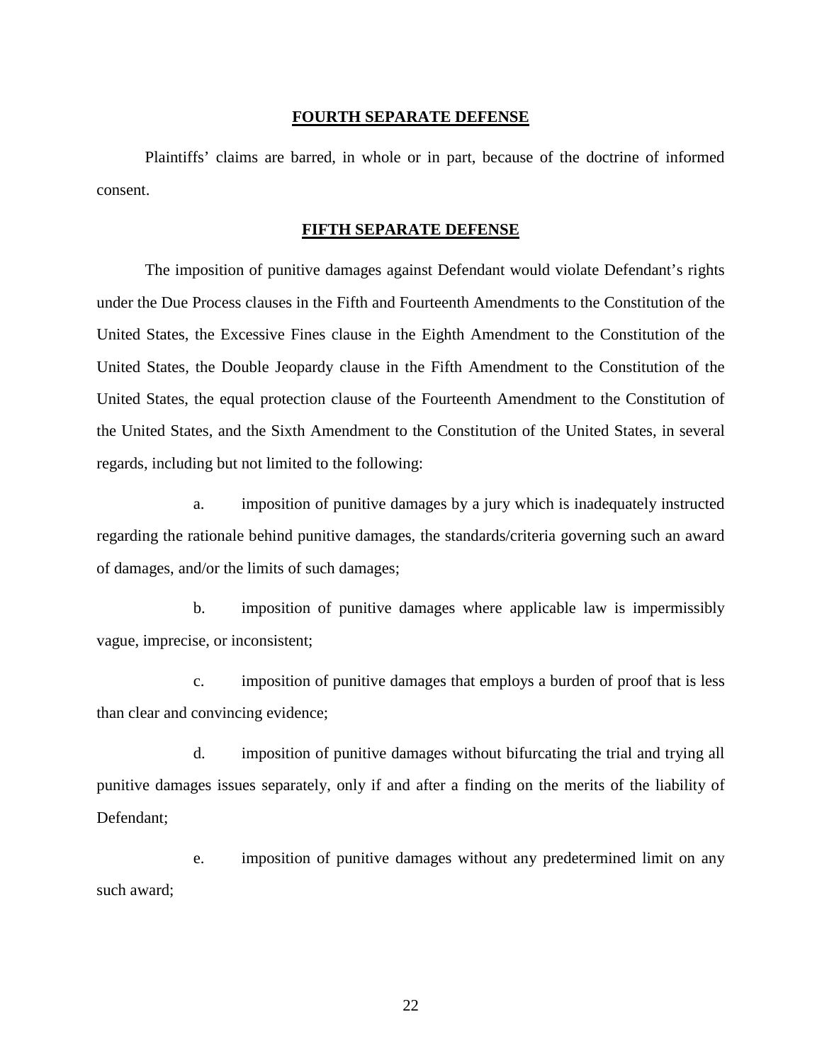## FOURTH SEPARATE DEFENSE

Plaintiffs' claims are barred, in whole or in part, because of the doctrine of informed consent.

## FIFTH SEPARATE DEFENSE

The imposition of punitive damages against Defendant would violate Defendant's rights under the Due Process clauses in the Fifth and Fourteenth Amendments to the Constitution of the United States, the Excessive Fines clause in the Eighth Amendment to the Constitution of the United States, the Double Jeopardy clause in the Fifth Amendment to the Constitution of the United States, the equal protection clause of the Fourteenth Amendment to the Constitution of the United States, and the Sixth Amendment to the Constitution of the United States, in several regards, including but not limited to the following:

a. imposition of punitive damages by a jury which is inadequately instructed regarding the rationale behind punitive damages, the standards/criteria governing such an award of damages, and/or the limits of such damages;

b. imposition of punitive damages where applicable law is impermissibly vague, imprecise, or inconsistent;

c. imposition of punitive damages that employs a burden of proof that is less than clear and convincing evidence;

d. imposition of punitive damages without bifurcating the trial and trying all punitive damages issues separately, only if and after a finding on the merits of the liability of Defendant;

e. imposition of punitive damages without any predetermined limit on any such award;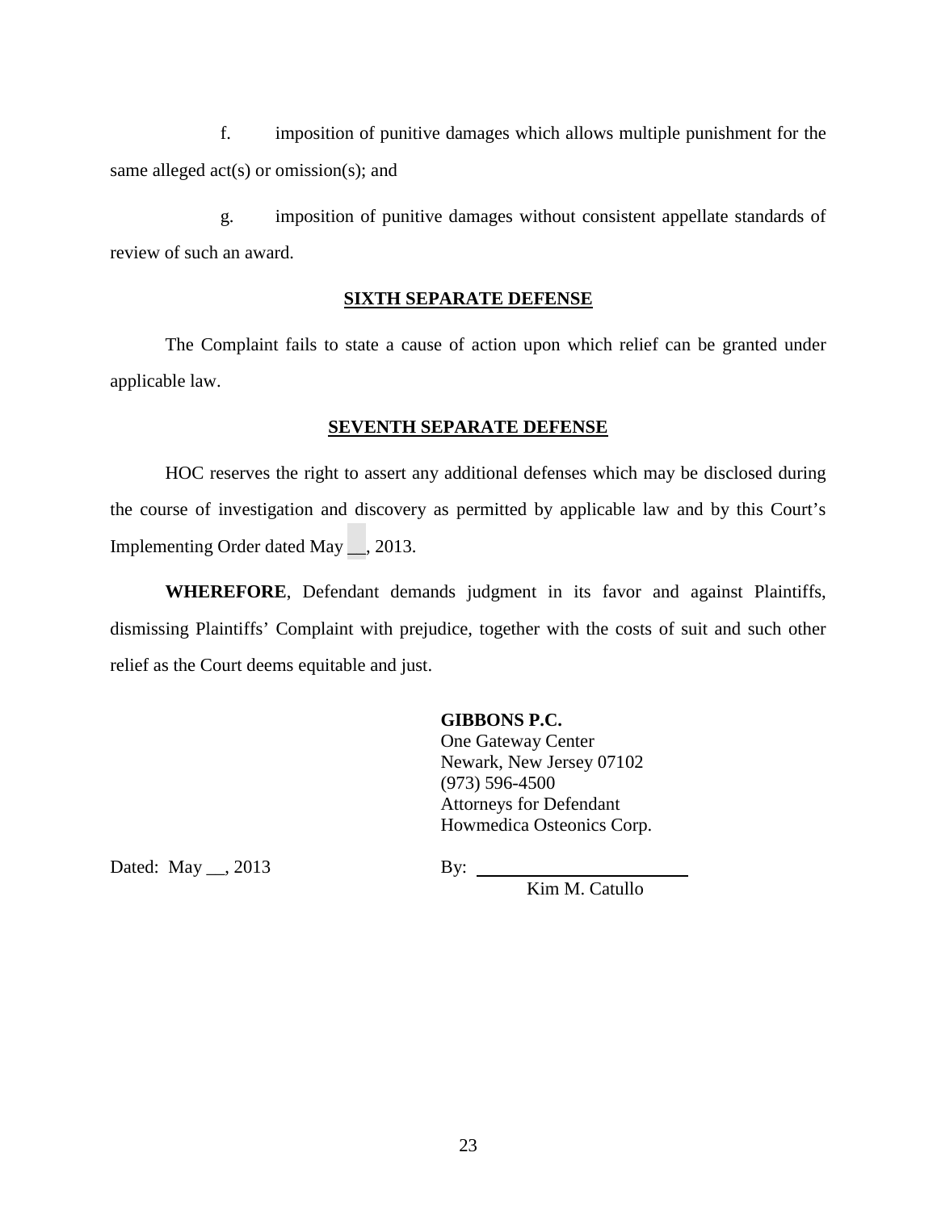f. imposition of punitive damages which allows multiple punishment for the same alleged act(s) or omission(s); and

g. imposition of punitive damages without consistent appellate standards of review of such an award.

**SIXTH SEPARATE DEFENSE**

The Complaint fails to state a cause of action upon which relief can be granted under applicable law.

**SEVENTH SEPARATE DEFENSE**

HOC reserves the right to assert any additional defenses which may be disclosed during the course of investigation and discovery as permitted by applicable law and by this Court's Implementing Order dated May __, 2013.

**WHEREFORE**, Defendant demands judgment in its favor and against Plaintiffs, dismissing Plaintiffs' Complaint with prejudice, together with the costs of suit and such other relief as the Court deems equitable and just.

**GIBBONS P.C.**
One Gateway Center
Newark, New Jersey 07102
(973) 596-4500
Attorneys for Defendant
Howmedica Osteonics Corp.

Dated: May __, 2013

By: ______________________
Kim M. Catullo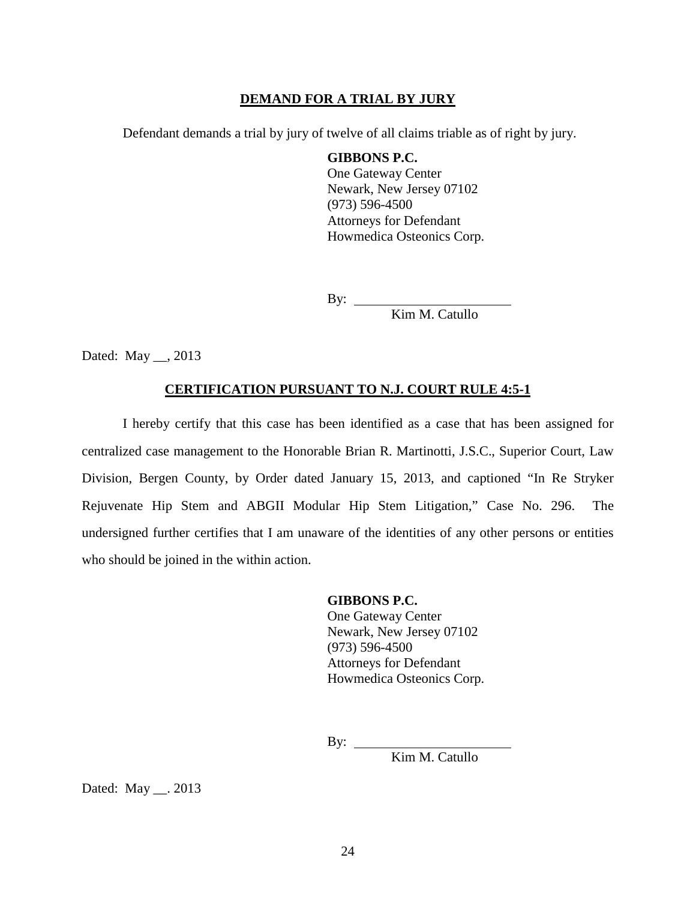## DEMAND FOR A TRIAL BY JURY

Defendant demands a trial by jury of twelve of all claims triable as of right by jury.

**GIBBONS P.C.**
One Gateway Center
Newark, New Jersey 07102
(973) 596-4500
Attorneys for Defendant
Howmedica Osteonics Corp.

By: \_\_\_\_\_\_\_\_\_\_\_\_\_\_\_\_\_\_\_\_\_\_\_\_
Kim M. Catullo

Dated: May __, 2013

## CERTIFICATION PURSUANT TO N.J. COURT RULE 4:5-1

I hereby certify that this case has been identified as a case that has been assigned for centralized case management to the Honorable Brian R. Martinotti, J.S.C., Superior Court, Law Division, Bergen County, by Order dated January 15, 2013, and captioned "In Re Stryker Rejuvenate Hip Stem and ABGII Modular Hip Stem Litigation," Case No. 296. The undersigned further certifies that I am unaware of the identities of any other persons or entities who should be joined in the within action.

**GIBBONS P.C.**
One Gateway Center
Newark, New Jersey 07102
(973) 596-4500
Attorneys for Defendant
Howmedica Osteonics Corp.

By: \_\_\_\_\_\_\_\_\_\_\_\_\_\_\_\_\_\_\_\_\_\_\_\_
Kim M. Catullo

Dated: May __. 2013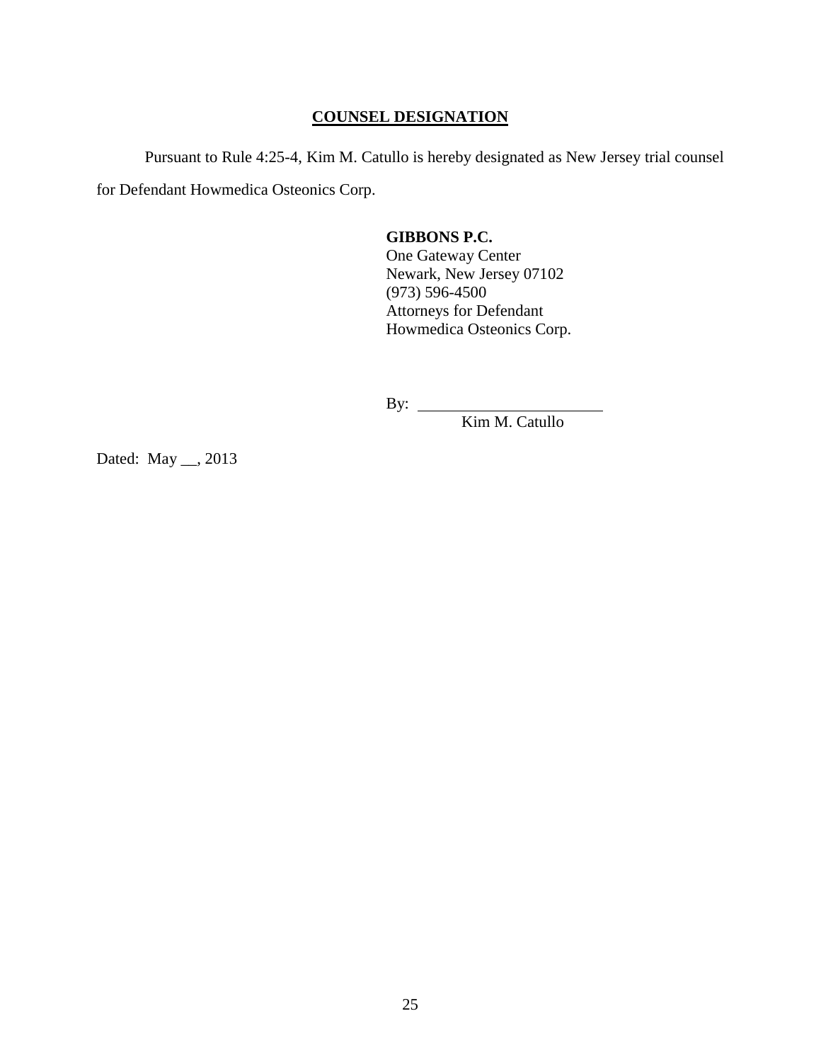**COUNSEL DESIGNATION**

Pursuant to Rule 4:25-4, Kim M. Catullo is hereby designated as New Jersey trial counsel for Defendant Howmedica Osteonics Corp.

**GIBBONS P.C.**
One Gateway Center
Newark, New Jersey 07102
(973) 596-4500
Attorneys for Defendant
Howmedica Osteonics Corp.

By: ______________________
Kim M. Catullo

Dated: May __, 2013